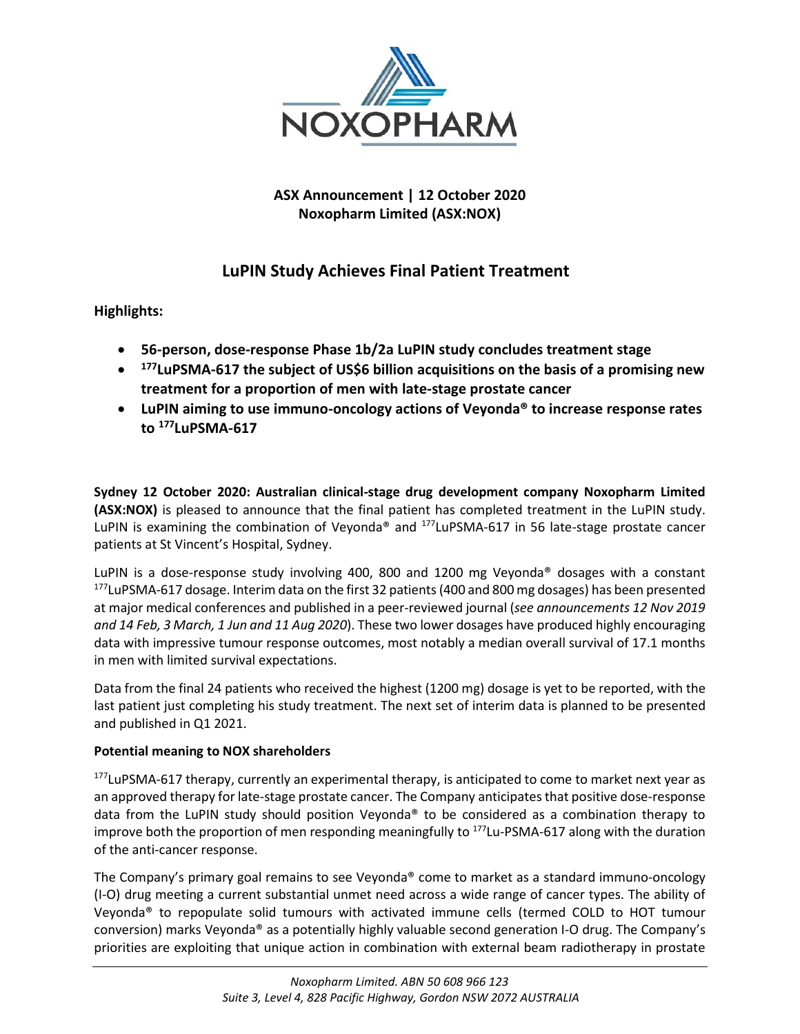**ASX Announcement | 12 October 2020**
**Noxopharm Limited (ASX:NOX)**

# LuPIN Study Achieves Final Patient Treatment

**Highlights:**

- **56-person, dose-response Phase 1b/2a LuPIN study concludes treatment stage**
- **$^{177}$LuPSMA-617 the subject of US$6 billion acquisitions on the basis of a promising new treatment for a proportion of men with late-stage prostate cancer**
- **LuPIN aiming to use immuno-oncology actions of Veyonda® to increase response rates to $^{177}$LuPSMA-617**

**Sydney 12 October 2020: Australian clinical-stage drug development company Noxopharm Limited (ASX:NOX)** is pleased to announce that the final patient has completed treatment in the LuPIN study. LuPIN is examining the combination of Veyonda® and $^{177}$LuPSMA-617 in 56 late-stage prostate cancer patients at St Vincent's Hospital, Sydney.

LuPIN is a dose-response study involving 400, 800 and 1200 mg Veyonda® dosages with a constant $^{177}$LuPSMA-617 dosage. Interim data on the first 32 patients (400 and 800 mg dosages) has been presented at major medical conferences and published in a peer-reviewed journal (*see announcements 12 Nov 2019 and 14 Feb, 3 March, 1 Jun and 11 Aug 2020*). These two lower dosages have produced highly encouraging data with impressive tumour response outcomes, most notably a median overall survival of 17.1 months in men with limited survival expectations.

Data from the final 24 patients who received the highest (1200 mg) dosage is yet to be reported, with the last patient just completing his study treatment. The next set of interim data is planned to be presented and published in Q1 2021.

**Potential meaning to NOX shareholders**

$^{177}$LuPSMA-617 therapy, currently an experimental therapy, is anticipated to come to market next year as an approved therapy for late-stage prostate cancer. The Company anticipates that positive dose-response data from the LuPIN study should position Veyonda® to be considered as a combination therapy to improve both the proportion of men responding meaningfully to $^{177}$Lu-PSMA-617 along with the duration of the anti-cancer response.

The Company's primary goal remains to see Veyonda® come to market as a standard immuno-oncology (I-O) drug meeting a current substantial unmet need across a wide range of cancer types. The ability of Veyonda® to repopulate solid tumours with activated immune cells (termed COLD to HOT tumour conversion) marks Veyonda® as a potentially highly valuable second generation I-O drug. The Company's priorities are exploiting that unique action in combination with external beam radiotherapy in prostate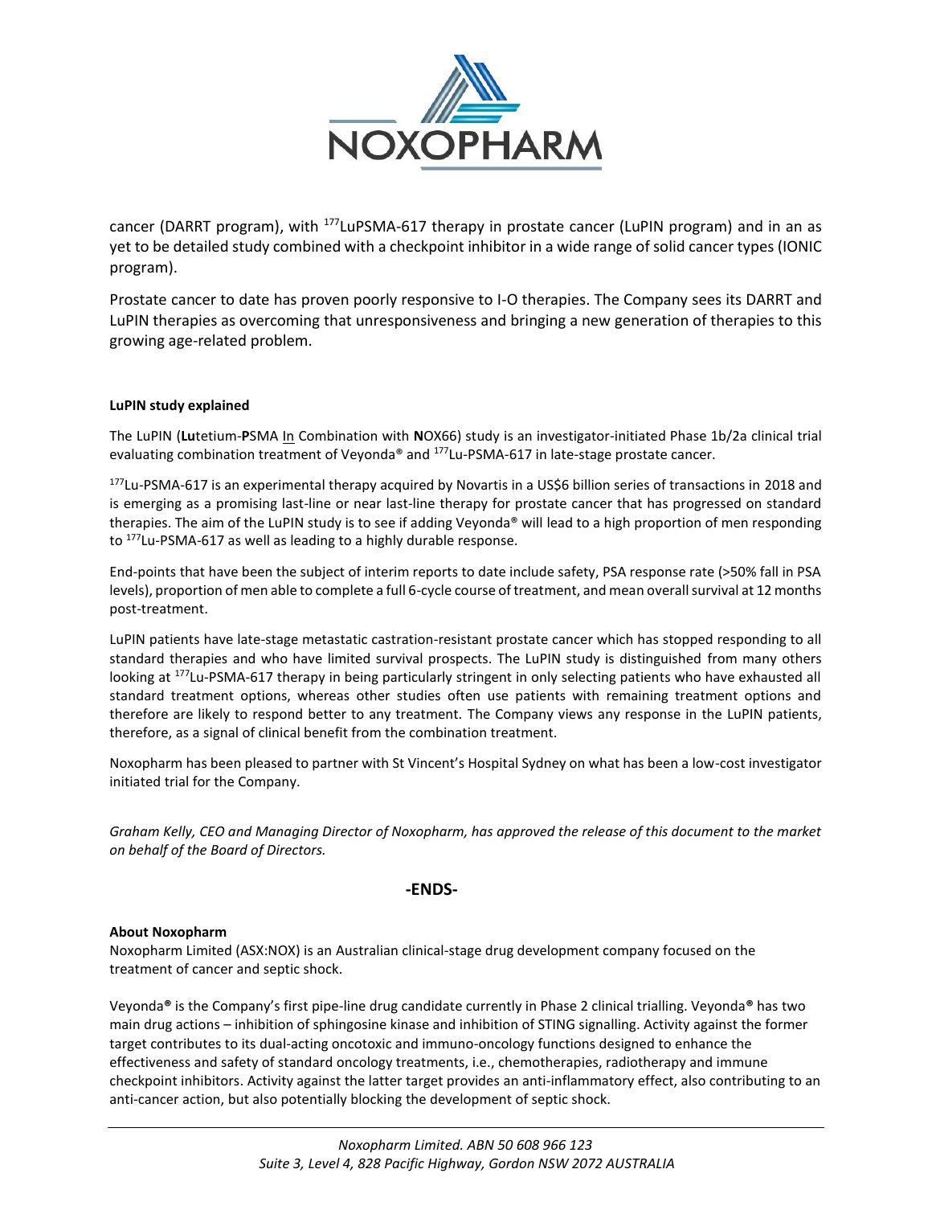cancer (DARRT program), with $^{177}$LuPSMA-617 therapy in prostate cancer (LuPIN program) and in an as yet to be detailed study combined with a checkpoint inhibitor in a wide range of solid cancer types (IONIC program).

Prostate cancer to date has proven poorly responsive to I-O therapies. The Company sees its DARRT and LuPIN therapies as overcoming that unresponsiveness and bringing a new generation of therapies to this growing age-related problem.

**LuPIN study explained**

The LuPIN (**Lu**tetium-**P**SMA In Combination with **N**OX66) study is an investigator-initiated Phase 1b/2a clinical trial evaluating combination treatment of Veyonda® and $^{177}$Lu-PSMA-617 in late-stage prostate cancer.

$^{177}$Lu-PSMA-617 is an experimental therapy acquired by Novartis in a US$6 billion series of transactions in 2018 and is emerging as a promising last-line or near last-line therapy for prostate cancer that has progressed on standard therapies. The aim of the LuPIN study is to see if adding Veyonda® will lead to a high proportion of men responding to $^{177}$Lu-PSMA-617 as well as leading to a highly durable response.

End-points that have been the subject of interim reports to date include safety, PSA response rate (>50% fall in PSA levels), proportion of men able to complete a full 6-cycle course of treatment, and mean overall survival at 12 months post-treatment.

LuPIN patients have late-stage metastatic castration-resistant prostate cancer which has stopped responding to all standard therapies and who have limited survival prospects. The LuPIN study is distinguished from many others looking at $^{177}$Lu-PSMA-617 therapy in being particularly stringent in only selecting patients who have exhausted all standard treatment options, whereas other studies often use patients with remaining treatment options and therefore are likely to respond better to any treatment. The Company views any response in the LuPIN patients, therefore, as a signal of clinical benefit from the combination treatment.

Noxopharm has been pleased to partner with St Vincent's Hospital Sydney on what has been a low-cost investigator initiated trial for the Company.

*Graham Kelly, CEO and Managing Director of Noxopharm, has approved the release of this document to the market on behalf of the Board of Directors.*

**-ENDS-**

**About Noxopharm**

Noxopharm Limited (ASX:NOX) is an Australian clinical-stage drug development company focused on the treatment of cancer and septic shock.

Veyonda® is the Company's first pipe-line drug candidate currently in Phase 2 clinical trialling. Veyonda® has two main drug actions – inhibition of sphingosine kinase and inhibition of STING signalling. Activity against the former target contributes to its dual-acting oncotoxic and immuno-oncology functions designed to enhance the effectiveness and safety of standard oncology treatments, i.e., chemotherapies, radiotherapy and immune checkpoint inhibitors. Activity against the latter target provides an anti-inflammatory effect, also contributing to an anti-cancer action, but also potentially blocking the development of septic shock.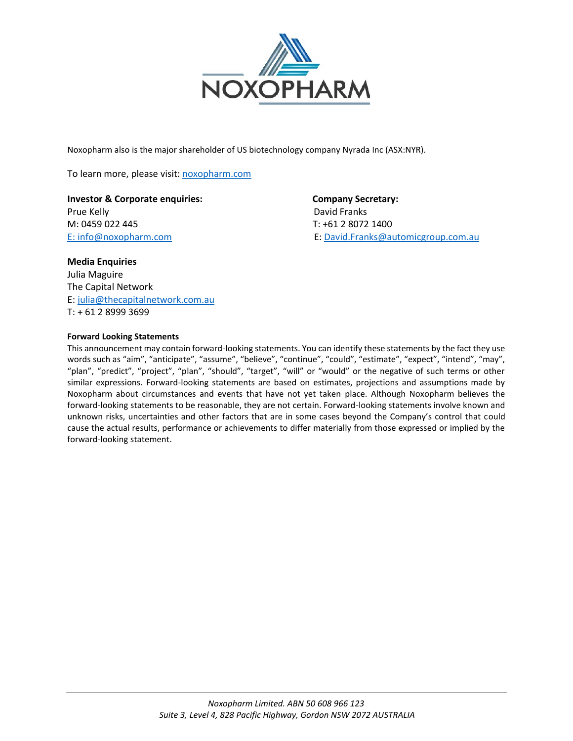Noxopharm also is the major shareholder of US biotechnology company Nyrada Inc (ASX:NYR).

To learn more, please visit: [noxopharm.com](noxopharm.com)

**Investor & Corporate enquiries:**
Prue Kelly
M: 0459 022 445
E: info@noxopharm.com

**Company Secretary:**
David Franks
T: +61 2 8072 1400
E: David.Franks@automicgroup.com.au

**Media Enquiries**
Julia Maguire
The Capital Network
E: julia@thecapitalnetwork.com.au
T: + 61 2 8999 3699

**Forward Looking Statements**

This announcement may contain forward-looking statements. You can identify these statements by the fact they use words such as "aim", "anticipate", "assume", "believe", "continue", "could", "estimate", "expect", "intend", "may", "plan", "predict", "project", "plan", "should", "target", "will" or "would" or the negative of such terms or other similar expressions. Forward-looking statements are based on estimates, projections and assumptions made by Noxopharm about circumstances and events that have not yet taken place. Although Noxopharm believes the forward-looking statements to be reasonable, they are not certain. Forward-looking statements involve known and unknown risks, uncertainties and other factors that are in some cases beyond the Company's control that could cause the actual results, performance or achievements to differ materially from those expressed or implied by the forward-looking statement.

*Noxopharm Limited. ABN 50 608 966 123*
*Suite 3, Level 4, 828 Pacific Highway, Gordon NSW 2072 AUSTRALIA*